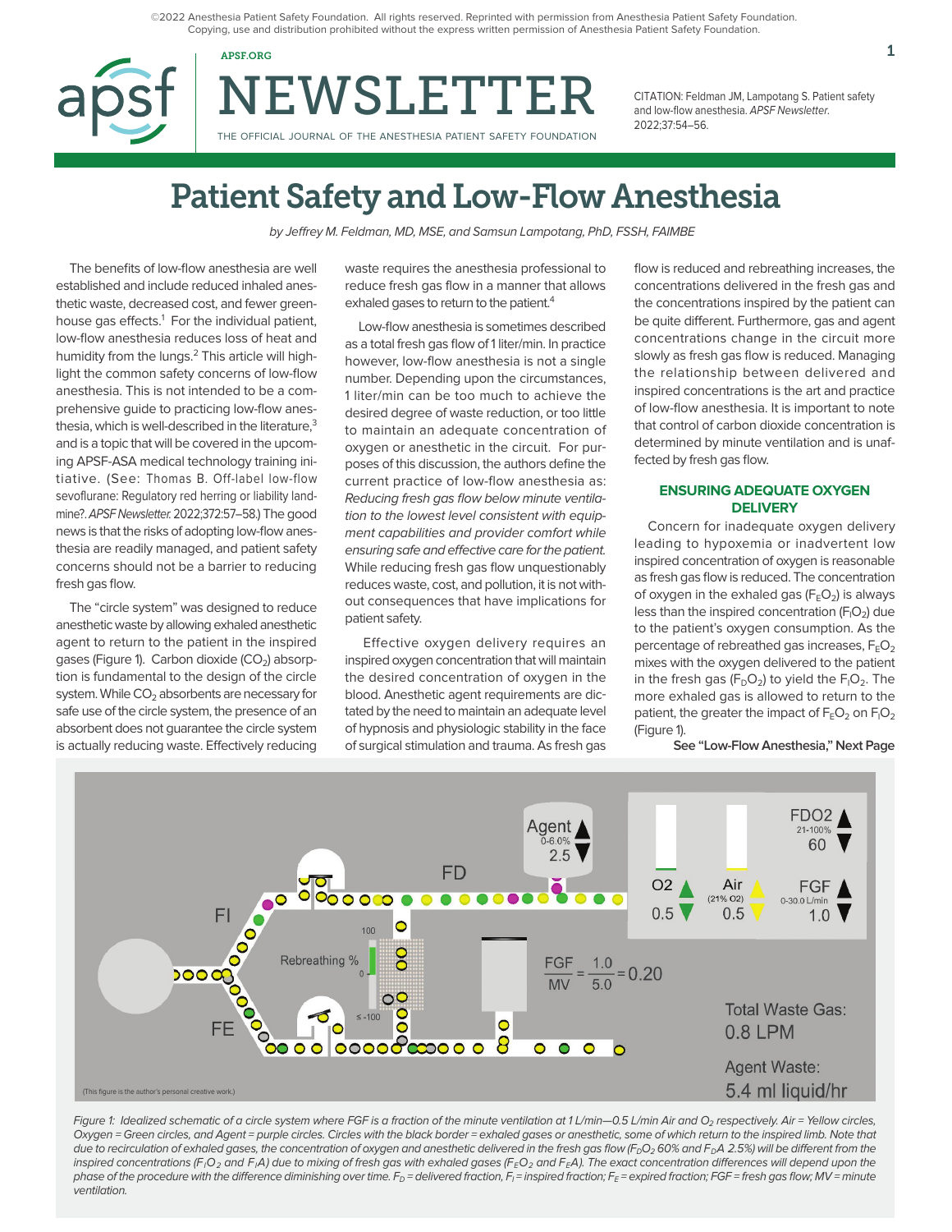©2022 Anesthesia Patient Safety Foundation. All rights reserved. Reprinted with permission from Anesthesia Patient Safety Foundation. Copying, use and distribution prohibited without the express written permission of Anesthesia Patient Safety Foundation.

CITATION: Feldman JM, Lampotang S. Patient safety and low-flow anesthesia. *APSF Newsletter*. 2022;37:54–56.

# Patient Safety and Low-Flow Anesthesia

*by Jeffrey M. Feldman, MD, MSE, and Samsun Lampotang, PhD, FSSH, FAIMBE*

The benefits of low-flow anesthesia are well established and include reduced inhaled anesthetic waste, decreased cost, and fewer greenhouse gas effects.[1] For the individual patient, low-flow anesthesia reduces loss of heat and humidity from the lungs.[2] This article will highlight the common safety concerns of low-flow anesthesia. This is not intended to be a comprehensive guide to practicing low-flow anesthesia, which is well-described in the literature,[3] and is a topic that will be covered in the upcoming APSF-ASA medical technology training initiative. (See: Thomas B. Off-label low-flow sevoflurane: Regulatory red herring or liability landmine?. *APSF Newsletter*. 2022;372:57–58.) The good news is that the risks of adopting low-flow anesthesia are readily managed, and patient safety concerns should not be a barrier to reducing fresh gas flow.

The "circle system" was designed to reduce anesthetic waste by allowing exhaled anesthetic agent to return to the patient in the inspired gases (Figure 1). Carbon dioxide ($CO_2$) absorption is fundamental to the design of the circle system. While $CO_2$ absorbents are necessary for safe use of the circle system, the presence of an absorbent does not guarantee the circle system is actually reducing waste. Effectively reducing waste requires the anesthesia professional to reduce fresh gas flow in a manner that allows exhaled gases to return to the patient.[4]

Low-flow anesthesia is sometimes described as a total fresh gas flow of 1 liter/min. In practice however, low-flow anesthesia is not a single number. Depending upon the circumstances, 1 liter/min can be too much to achieve the desired degree of waste reduction, or too little to maintain an adequate concentration of oxygen or anesthetic in the circuit. For purposes of this discussion, the authors define the current practice of low-flow anesthesia as: *Reducing fresh gas flow below minute ventilation to the lowest level consistent with equipment capabilities and provider comfort while ensuring safe and effective care for the patient.* While reducing fresh gas flow unquestionably reduces waste, cost, and pollution, it is not without consequences that have implications for patient safety.

Effective oxygen delivery requires an inspired oxygen concentration that will maintain the desired concentration of oxygen in the blood. Anesthetic agent requirements are dictated by the need to maintain an adequate level of hypnosis and physiologic stability in the face of surgical stimulation and trauma. As fresh gas flow is reduced and rebreathing increases, the concentrations delivered in the fresh gas and the concentrations inspired by the patient can be quite different. Furthermore, gas and agent concentrations change in the circuit more slowly as fresh gas flow is reduced. Managing the relationship between delivered and inspired concentrations is the art and practice of low-flow anesthesia. It is important to note that control of carbon dioxide concentration is determined by minute ventilation and is unaffected by fresh gas flow.

## ENSURING ADEQUATE OXYGEN DELIVERY

Concern for inadequate oxygen delivery leading to hypoxemia or inadvertent low inspired concentration of oxygen is reasonable as fresh gas flow is reduced. The concentration of oxygen in the exhaled gas ($F_EO_2$) is always less than the inspired concentration ($F_IO_2$) due to the patient's oxygen consumption. As the percentage of rebreathed gas increases, $F_EO_2$ mixes with the oxygen delivered to the patient in the fresh gas ($F_DO_2$) to yield the $F_IO_2$. The more exhaled gas is allowed to return to the patient, the greater the impact of $F_EO_2$ on $F_IO_2$ (Figure 1).

See "Low-Flow Anesthesia," Next Page

*Figure 1: Idealized schematic of a circle system where FGF is a fraction of the minute ventilation at 1 L/min—0.5 L/min Air and $O_2$ respectively. Air = Yellow circles, Oxygen = Green circles, and Agent = purple circles. Circles with the black border = exhaled gases or anesthetic, some of which return to the inspired limb. Note that due to recirculation of exhaled gases, the concentration of oxygen and anesthetic delivered in the fresh gas flow ($F_DO_2$ 60% and $F_DA$ 2.5%) will be different from the inspired concentrations ($F_IO_2$ and $F_IA$) due to mixing of fresh gas with exhaled gases ($F_EO_2$ and $F_EA$). The exact concentration differences will depend upon the phase of the procedure with the difference diminishing over time. $F_D$ = delivered fraction, $F_I$ = inspired fraction; $F_E$ = expired fraction; FGF = fresh gas flow; MV = minute ventilation.*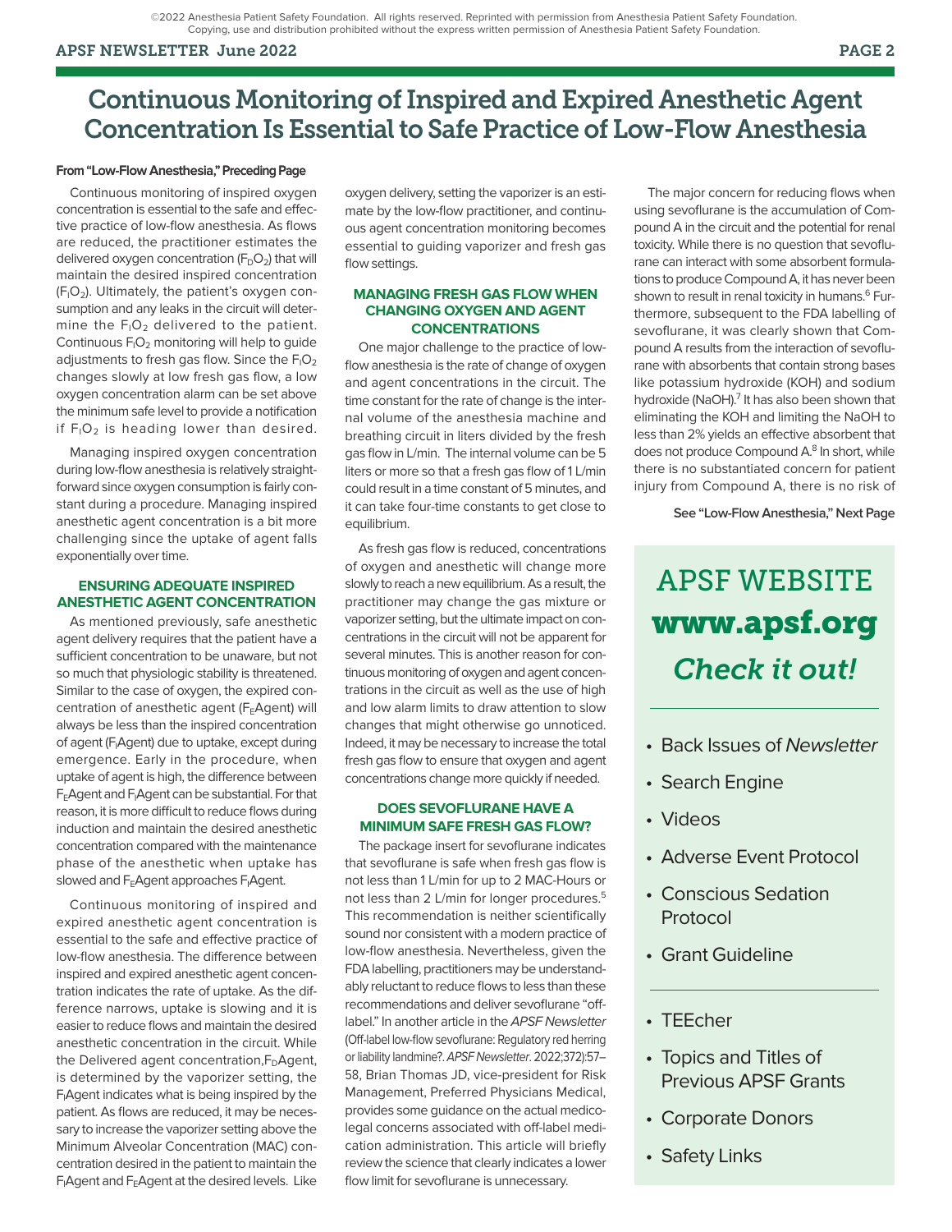# Continuous Monitoring of Inspired and Expired Anesthetic Agent Concentration Is Essential to Safe Practice of Low-Flow Anesthesia

**From "Low-Flow Anesthesia," Preceding Page**

Continuous monitoring of inspired oxygen concentration is essential to the safe and effective practice of low-flow anesthesia. As flows are reduced, the practitioner estimates the delivered oxygen concentration ($F_DO_2$) that will maintain the desired inspired concentration ($F_IO_2$). Ultimately, the patient's oxygen consumption and any leaks in the circuit will determine the $F_IO_2$ delivered to the patient. Continuous $F_IO_2$ monitoring will help to guide adjustments to fresh gas flow. Since the $F_IO_2$ changes slowly at low fresh gas flow, a low oxygen concentration alarm can be set above the minimum safe level to provide a notification if $F_IO_2$ is heading lower than desired.

Managing inspired oxygen concentration during low-flow anesthesia is relatively straightforward since oxygen consumption is fairly constant during a procedure. Managing inspired anesthetic agent concentration is a bit more challenging since the uptake of agent falls exponentially over time.

### ENSURING ADEQUATE INSPIRED ANESTHETIC AGENT CONCENTRATION

As mentioned previously, safe anesthetic agent delivery requires that the patient have a sufficient concentration to be unaware, but not so much that physiologic stability is threatened. Similar to the case of oxygen, the expired concentration of anesthetic agent ($F_E$Agent) will always be less than the inspired concentration of agent ($F_I$Agent) due to uptake, except during emergence. Early in the procedure, when uptake of agent is high, the difference between $F_E$Agent and $F_I$Agent can be substantial. For that reason, it is more difficult to reduce flows during induction and maintain the desired anesthetic concentration compared with the maintenance phase of the anesthetic when uptake has slowed and $F_E$Agent approaches $F_I$Agent.

Continuous monitoring of inspired and expired anesthetic agent concentration is essential to the safe and effective practice of low-flow anesthesia. The difference between inspired and expired anesthetic agent concentration indicates the rate of uptake. As the difference narrows, uptake is slowing and it is easier to reduce flows and maintain the desired anesthetic concentration in the circuit. While the Delivered agent concentration, $F_D$Agent, is determined by the vaporizer setting, the $F_I$Agent indicates what is being inspired by the patient. As flows are reduced, it may be necessary to increase the vaporizer setting above the Minimum Alveolar Concentration (MAC) concentration desired in the patient to maintain the $F_I$Agent and $F_E$Agent at the desired levels. Like oxygen delivery, setting the vaporizer is an estimate by the low-flow practitioner, and continuous agent concentration monitoring becomes essential to guiding vaporizer and fresh gas flow settings.

### MANAGING FRESH GAS FLOW WHEN CHANGING OXYGEN AND AGENT CONCENTRATIONS

One major challenge to the practice of low-flow anesthesia is the rate of change of oxygen and agent concentrations in the circuit. The time constant for the rate of change is the internal volume of the anesthesia machine and breathing circuit in liters divided by the fresh gas flow in L/min. The internal volume can be 5 liters or more so that a fresh gas flow of 1 L/min could result in a time constant of 5 minutes, and it can take four-time constants to get close to equilibrium.

As fresh gas flow is reduced, concentrations of oxygen and anesthetic will change more slowly to reach a new equilibrium. As a result, the practitioner may change the gas mixture or vaporizer setting, but the ultimate impact on concentrations in the circuit will not be apparent for several minutes. This is another reason for continuous monitoring of oxygen and agent concentrations in the circuit as well as the use of high and low alarm limits to draw attention to slow changes that might otherwise go unnoticed. Indeed, it may be necessary to increase the total fresh gas flow to ensure that oxygen and agent concentrations change more quickly if needed.

### DOES SEVOFLURANE HAVE A MINIMUM SAFE FRESH GAS FLOW?

The package insert for sevoflurane indicates that sevoflurane is safe when fresh gas flow is not less than 1 L/min for up to 2 MAC-Hours or not less than 2 L/min for longer procedures.[5] This recommendation is neither scientifically sound nor consistent with a modern practice of low-flow anesthesia. Nevertheless, given the FDA labelling, practitioners may be understandably reluctant to reduce flows to less than these recommendations and deliver sevoflurane "off-label." In another article in the *APSF Newsletter* (Off-label low-flow sevoflurane: Regulatory red herring or liability landmine?. *APSF Newsletter*. 2022;372):57–58, Brian Thomas JD, vice-president for Risk Management, Preferred Physicians Medical, provides some guidance on the actual medicolegal concerns associated with off-label medication administration. This article will briefly review the science that clearly indicates a lower flow limit for sevoflurane is unnecessary.

The major concern for reducing flows when using sevoflurane is the accumulation of Compound A in the circuit and the potential for renal toxicity. While there is no question that sevoflurane can interact with some absorbent formulations to produce Compound A, it has never been shown to result in renal toxicity in humans.[6] Furthermore, subsequent to the FDA labelling of sevoflurane, it was clearly shown that Compound A results from the interaction of sevoflurane with absorbents that contain strong bases like potassium hydroxide (KOH) and sodium hydroxide (NaOH).[7] It has also been shown that eliminating the KOH and limiting the NaOH to less than 2% yields an effective absorbent that does not produce Compound A.[8] In short, while there is no substantiated concern for patient injury from Compound A, there is no risk of

**See "Low-Flow Anesthesia," Next Page**

---

## APSF WEBSITE
## **www.apsf.org**
## *Check it out!*

- Back Issues of *Newsletter*
- Search Engine
- Videos
- Adverse Event Protocol
- Conscious Sedation Protocol
- Grant Guideline

- TEEcher
- Topics and Titles of Previous APSF Grants
- Corporate Donors
- Safety Links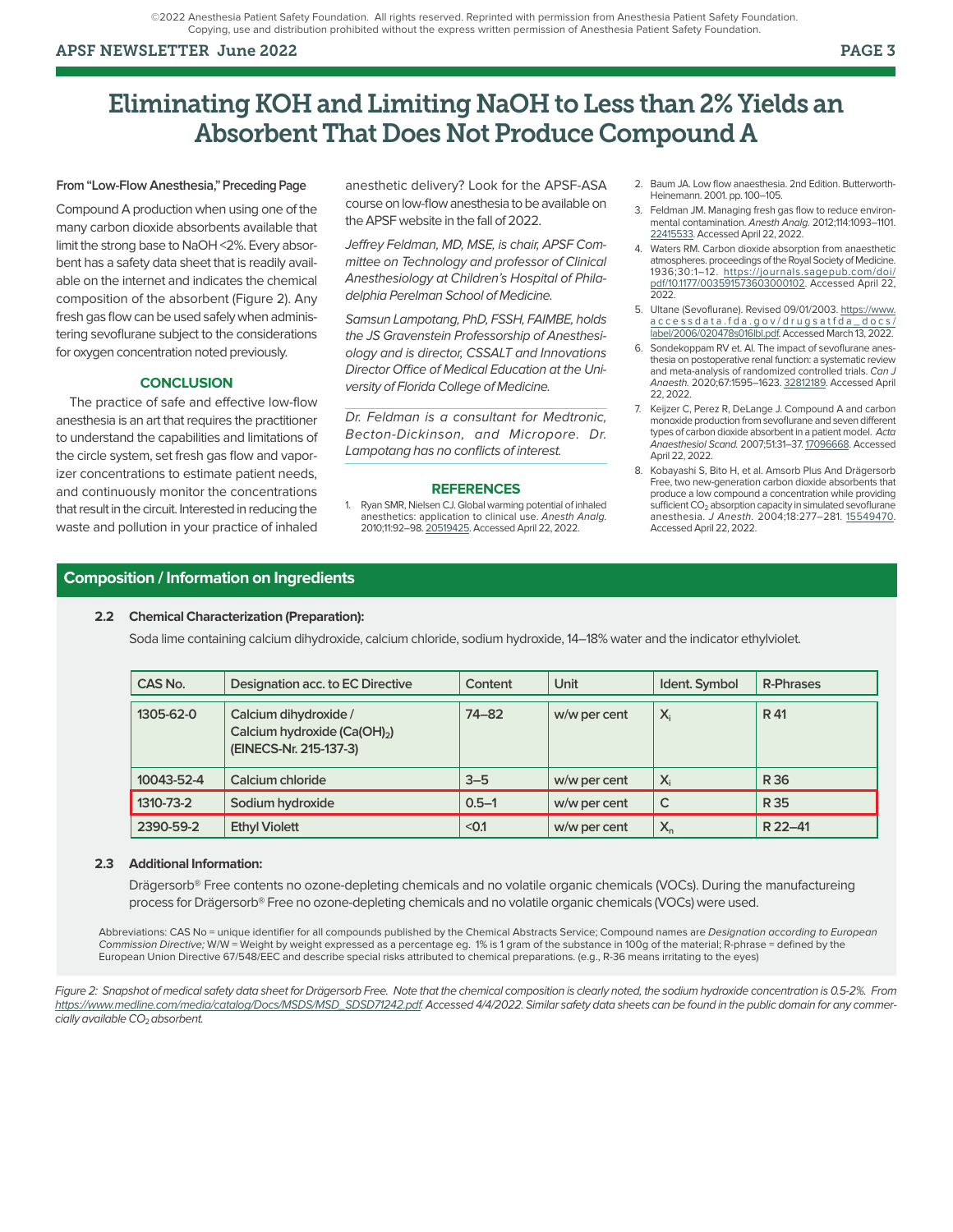# Eliminating KOH and Limiting NaOH to Less than 2% Yields an Absorbent That Does Not Produce Compound A

From "Low-Flow Anesthesia," Preceding Page

Compound A production when using one of the many carbon dioxide absorbents available that limit the strong base to NaOH <2%. Every absorbent has a safety data sheet that is readily available on the internet and indicates the chemical composition of the absorbent (Figure 2). Any fresh gas flow can be used safely when administering sevoflurane subject to the considerations for oxygen concentration noted previously.

## CONCLUSION

The practice of safe and effective low-flow anesthesia is an art that requires the practitioner to understand the capabilities and limitations of the circle system, set fresh gas flow and vaporizer concentrations to estimate patient needs, and continuously monitor the concentrations that result in the circuit. Interested in reducing the waste and pollution in your practice of inhaled anesthetic delivery? Look for the APSF-ASA course on low-flow anesthesia to be available on the APSF website in the fall of 2022.

*Jeffrey Feldman, MD, MSE, is chair, APSF Committee on Technology and professor of Clinical Anesthesiology at Children's Hospital of Philadelphia Perelman School of Medicine.*

*Samsun Lampotang, PhD, FSSH, FAIMBE, holds the JS Gravenstein Professorship of Anesthesiology and is director, CSSALT and Innovations Director Office of Medical Education at the University of Florida College of Medicine.*

*Dr. Feldman is a consultant for Medtronic, Becton-Dickinson, and Micropore. Dr. Lampotang has no conflicts of interest.*

## REFERENCES

1. Ryan SMR, Nielsen CJ. Global warming potential of inhaled anesthetics: application to clinical use. *Anesth Analg.* 2010;11:92–98. 20519425. Accessed April 22, 2022.
2. Baum JA. Low flow anaesthesia. 2nd Edition. Butterworth-Heinemann. 2001. pp. 100–105.
3. Feldman JM. Managing fresh gas flow to reduce environmental contamination. *Anesth Analg.* 2012;114:1093–1101. 22415533. Accessed April 22, 2022.
4. Waters RM. Carbon dioxide absorption from anaesthetic atmospheres. proceedings of the Royal Society of Medicine. 1936;30:1–12. https://journals.sagepub.com/doi/pdf/10.1177/003591573603000102. Accessed April 22, 2022.
5. Ultane (Sevoflurane). Revised 09/01/2003. https://www.accessdata.fda.gov/drugsatfda_docs/label/2006/020478s016lbl.pdf. Accessed March 13, 2022.
6. Sondekoppam RV et. Al. The impact of sevoflurane anesthesia on postoperative renal function: a systematic review and meta-analysis of randomized controlled trials. *Can J Anaesth.* 2020;67:1595–1623. 32812189. Accessed April 22, 2022.
7. Keijzer C, Perez R, DeLange J. Compound A and carbon monoxide production from sevoflurane and seven different types of carbon dioxide absorbent in a patient model. *Acta Anaesthesiol Scand.* 2007;51:31–37. 17096668. Accessed April 22, 2022.
8. Kobayashi S, Bito H, et al. Amsorb Plus And Drägersorb Free, two new-generation carbon dioxide absorbents that produce a low compound a concentration while providing sufficient $CO_2$ absorption capacity in simulated sevoflurane anesthesia. *J Anesth.* 2004;18:277–281. 15549470. Accessed April 22, 2022.

## Composition / Information on Ingredients

**2.2 Chemical Characterization (Preparation):**

Soda lime containing calcium dihydroxide, calcium chloride, sodium hydroxide, 14–18% water and the indicator ethylviolet.

| CAS No. | Designation acc. to EC Directive | Content | Unit | Ident. Symbol | R-Phrases |
|---|---|---|---|---|---|
| 1305-62-0 | Calcium dihydroxide / Calcium hydroxide ($Ca(OH)_2$) (EINECS-Nr. 215-137-3) | 74–82 | w/w per cent | $X_i$ | R 41 |
| 10043-52-4 | Calcium chloride | 3–5 | w/w per cent | $X_i$ | R 36 |
| 1310-73-2 | Sodium hydroxide | 0.5–1 | w/w per cent | C | R 35 |
| 2390-59-2 | Ethyl Violett | <0.1 | w/w per cent | $X_n$ | R 22–41 |

**2.3 Additional Information:**

Drägersorb® Free contents no ozone-depleting chemicals and no volatile organic chemicals (VOCs). During the manufactureing process for Drägersorb® Free no ozone-depleting chemicals and no volatile organic chemicals (VOCs) were used.

Abbreviations: CAS No = unique identifier for all compounds published by the Chemical Abstracts Service; Compound names are *Designation according to European Commission Directive;* W/W = Weight by weight expressed as a percentage eg. 1% is 1 gram of the substance in 100g of the material; R-phrase = defined by the European Union Directive 67/548/EEC and describe special risks attributed to chemical preparations. (e.g., R-36 means irritating to the eyes)

*Figure 2: Snapshot of medical safety data sheet for Drägersorb Free. Note that the chemical composition is clearly noted, the sodium hydroxide concentration is 0.5-2%. From https://www.medline.com/media/catalog/Docs/MSDS/MSD_SDSD71242.pdf. Accessed 4/4/2022. Similar safety data sheets can be found in the public domain for any commercially available $CO_2$ absorbent.*